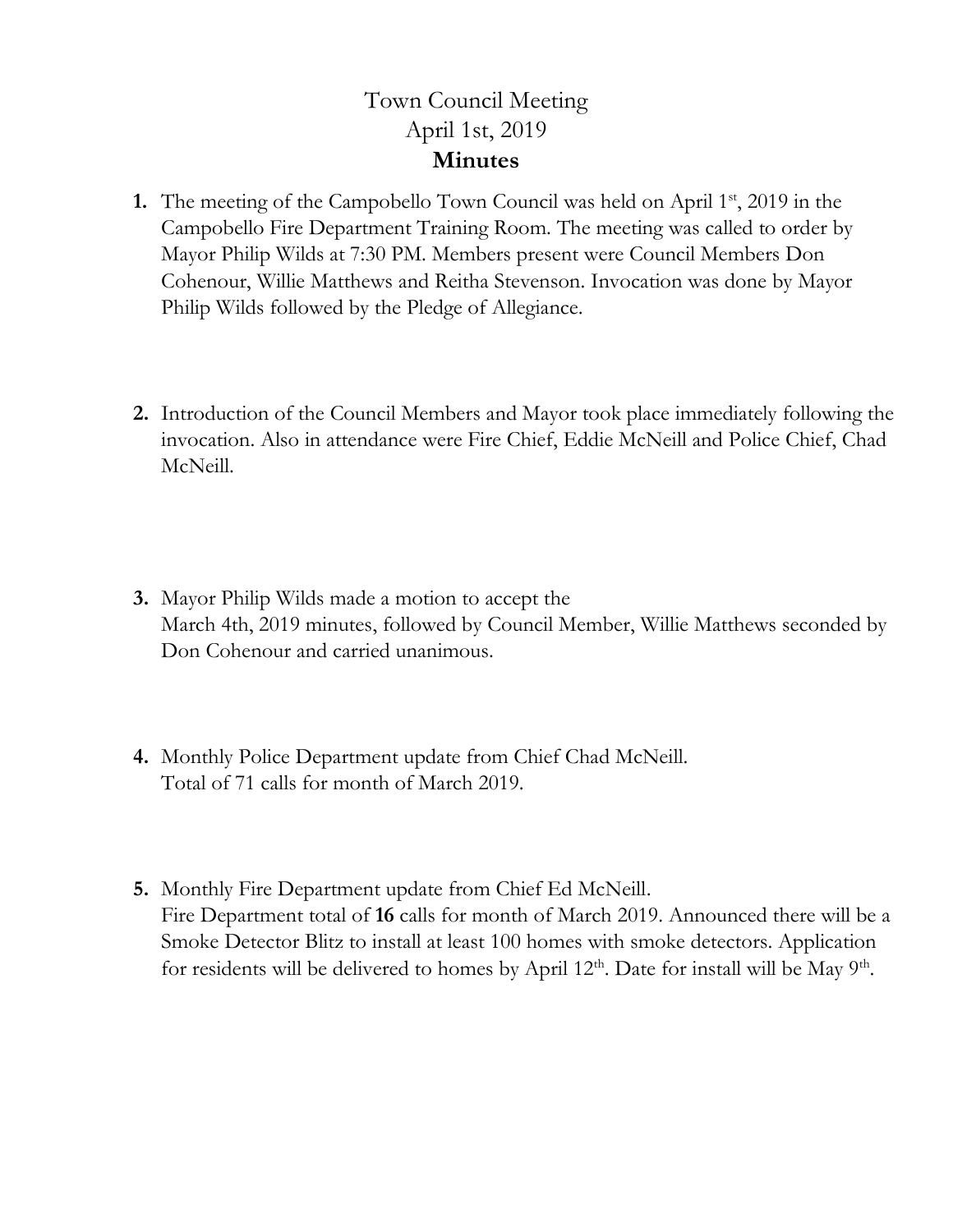# Town Council Meeting
## April 1st, 2019
## **Minutes**

1. The meeting of the Campobello Town Council was held on April 1st, 2019 in the Campobello Fire Department Training Room. The meeting was called to order by Mayor Philip Wilds at 7:30 PM. Members present were Council Members Don Cohenour, Willie Matthews and Reitha Stevenson. Invocation was done by Mayor Philip Wilds followed by the Pledge of Allegiance.

2. Introduction of the Council Members and Mayor took place immediately following the invocation. Also in attendance were Fire Chief, Eddie McNeill and Police Chief, Chad McNeill.

3. Mayor Philip Wilds made a motion to accept the March 4th, 2019 minutes, followed by Council Member, Willie Matthews seconded by Don Cohenour and carried unanimous.

4. Monthly Police Department update from Chief Chad McNeill. Total of 71 calls for month of March 2019.

5. Monthly Fire Department update from Chief Ed McNeill. Fire Department total of **16** calls for month of March 2019. Announced there will be a Smoke Detector Blitz to install at least 100 homes with smoke detectors. Application for residents will be delivered to homes by April 12th. Date for install will be May 9th.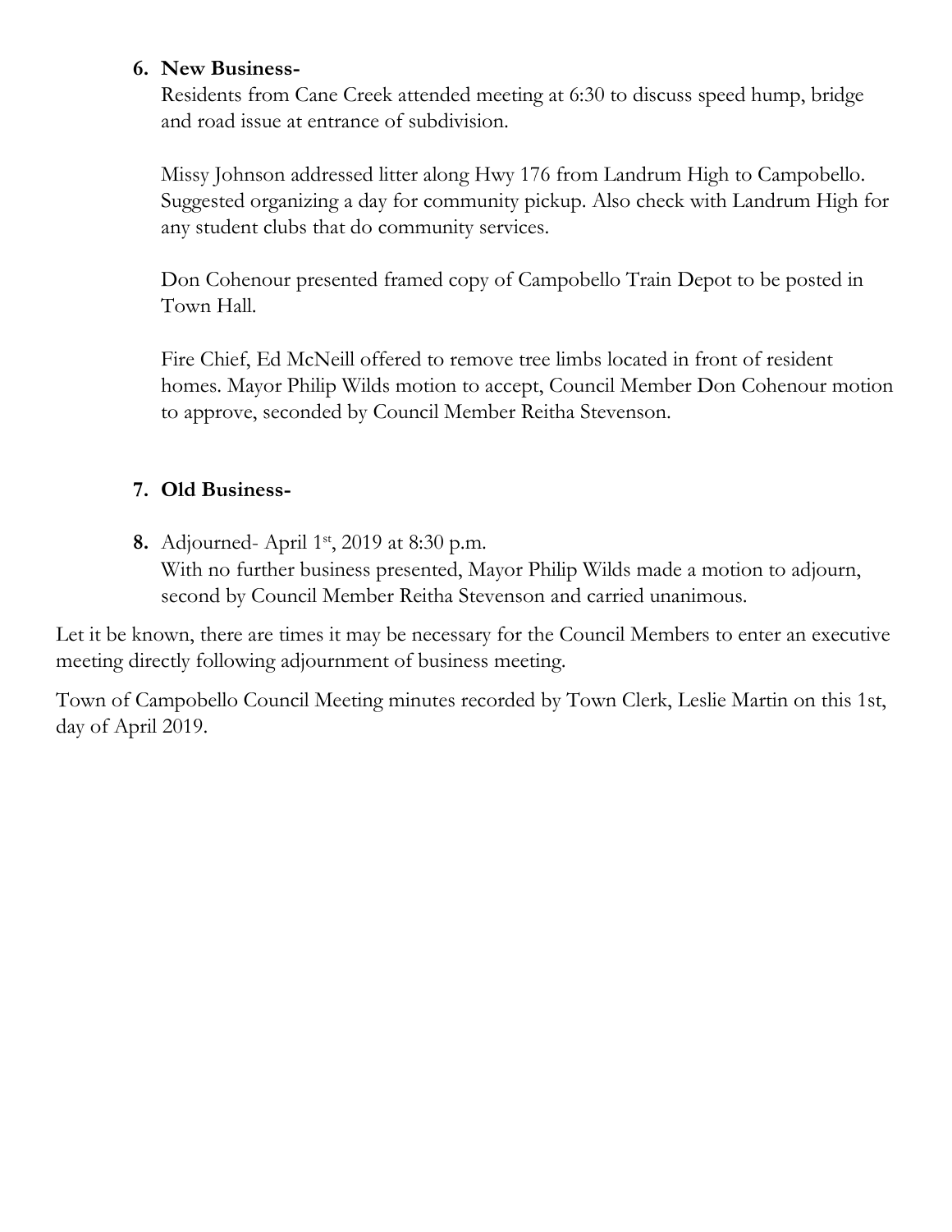6. **New Business-**

   Residents from Cane Creek attended meeting at 6:30 to discuss speed hump, bridge and road issue at entrance of subdivision.

   Missy Johnson addressed litter along Hwy 176 from Landrum High to Campobello. Suggested organizing a day for community pickup. Also check with Landrum High for any student clubs that do community services.

   Don Cohenour presented framed copy of Campobello Train Depot to be posted in Town Hall.

   Fire Chief, Ed McNeill offered to remove tree limbs located in front of resident homes. Mayor Philip Wilds motion to accept, Council Member Don Cohenour motion to approve, seconded by Council Member Reitha Stevenson.

7. **Old Business-**

8. Adjourned- April 1st, 2019 at 8:30 p.m.

   With no further business presented, Mayor Philip Wilds made a motion to adjourn, second by Council Member Reitha Stevenson and carried unanimous.

Let it be known, there are times it may be necessary for the Council Members to enter an executive meeting directly following adjournment of business meeting.

Town of Campobello Council Meeting minutes recorded by Town Clerk, Leslie Martin on this 1st, day of April 2019.